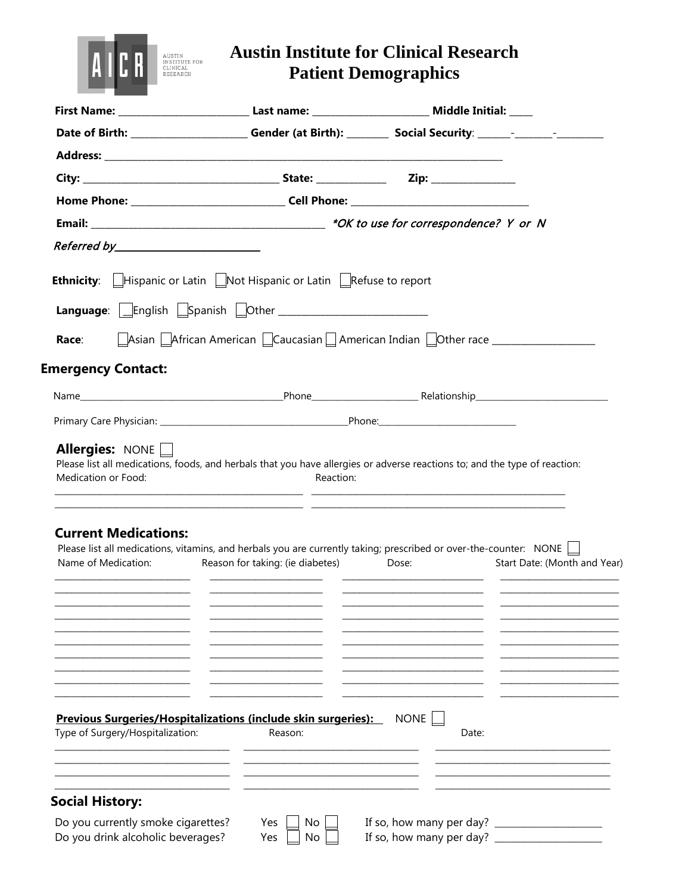# Austin Institute for Clinical Research
## Patient Demographics

**First Name:** ________________________ **Last name:** ______________________ **Middle Initial:** ____

**Date of Birth:** ______________________ **Gender (at Birth):** ________ **Social Security**: ______-_______-_________

**Address:** ________________________________________________________________________________

**City:** ____________________________________ **State:** _____________ **Zip:** ________________

**Home Phone:** _____________________________ **Cell Phone:** __________________________________

**Email:** ____________________________________________ *\*OK to use for correspondence? Y or N*

*Referred by*___________________________

**Ethnicity**: ☐ Hispanic or Latin ☐ Not Hispanic or Latin ☐ Refuse to report

**Language**: ☐ English ☐ Spanish ☐ Other ____________________________

**Race**: ☐ Asian ☐ African American ☐ Caucasian ☐ American Indian ☐ Other race ____________________

## Emergency Contact:

Name___________________________________________Phone_______________________ Relationship___________________________

Primary Care Physician: ________________________________________Phone:_____________________________

## Allergies: NONE ☐

Please list all medications, foods, and herbals that you have allergies or adverse reactions to; and the type of reaction:

| Medication or Food: | Reaction: |
|---|---|
| | |
| | |

## Current Medications:

Please list all medications, vitamins, and herbals you are currently taking; prescribed or over-the-counter: NONE ☐

| Name of Medication: | Reason for taking: (ie diabetes) | Dose: | Start Date: (Month and Year) |
|---|---|---|---|
| | | | |
| | | | |
| | | | |
| | | | |
| | | | |
| | | | |
| | | | |
| | | | |
| | | | |
| | | | |

**<u>Previous Surgeries/Hospitalizations (include skin surgeries):</u>** NONE ☐

| Type of Surgery/Hospitalization: | Reason: | Date: |
|---|---|---|
| | | |
| | | |
| | | |
| | | |

## Social History:

Do you currently smoke cigarettes? Yes ☐ No ☐ If so, how many per day? ____________________

Do you drink alcoholic beverages? Yes ☐ No ☐ If so, how many per day? ____________________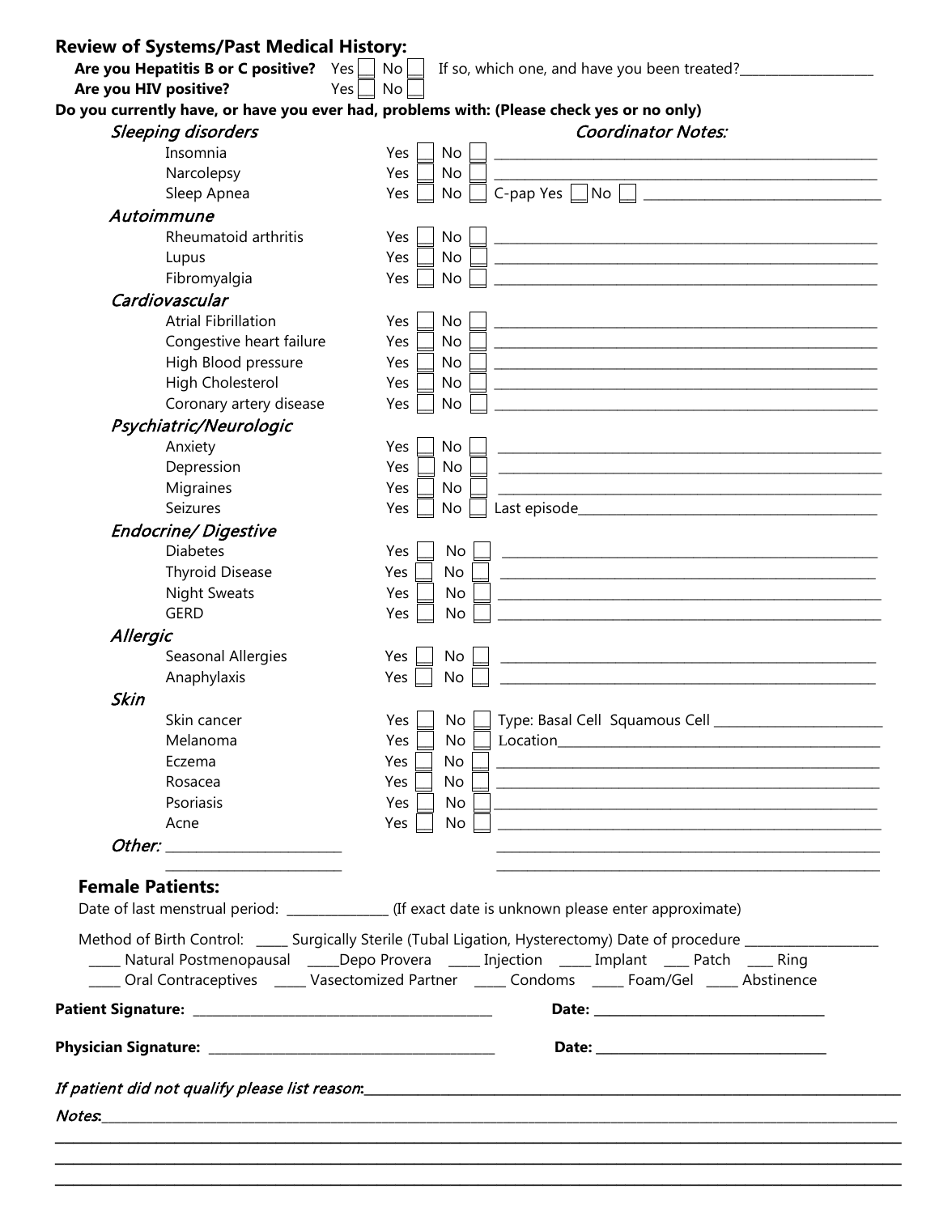## Review of Systems/Past Medical History:

**Are you Hepatitis B or C positive?** Yes ☐ No ☐ If so, which one, and have you been treated?____________________

**Are you HIV positive?** Yes ☐ No ☐

**Do you currently have, or have you ever had, problems with: (Please check yes or no only)**

| | | | *Coordinator Notes:* |
|---|---|---|---|
| ***Sleeping disorders*** | | | |
| Insomnia | Yes ☐ | No ☐ | ____________________ |
| Narcolepsy | Yes ☐ | No ☐ | ____________________ |
| Sleep Apnea | Yes ☐ | No ☐ | C-pap Yes ☐ No ☐ ____________________ |
| ***Autoimmune*** | | | |
| Rheumatoid arthritis | Yes ☐ | No ☐ | ____________________ |
| Lupus | Yes ☐ | No ☐ | ____________________ |
| Fibromyalgia | Yes ☐ | No ☐ | ____________________ |
| ***Cardiovascular*** | | | |
| Atrial Fibrillation | Yes ☐ | No ☐ | ____________________ |
| Congestive heart failure | Yes ☐ | No ☐ | ____________________ |
| High Blood pressure | Yes ☐ | No ☐ | ____________________ |
| High Cholesterol | Yes ☐ | No ☐ | ____________________ |
| Coronary artery disease | Yes ☐ | No ☐ | ____________________ |
| ***Psychiatric/Neurologic*** | | | |
| Anxiety | Yes ☐ | No ☐ | ____________________ |
| Depression | Yes ☐ | No ☐ | ____________________ |
| Migraines | Yes ☐ | No ☐ | ____________________ |
| Seizures | Yes ☐ | No ☐ | Last episode____________________ |
| ***Endocrine/ Digestive*** | | | |
| Diabetes | Yes ☐ | No ☐ | ____________________ |
| Thyroid Disease | Yes ☐ | No ☐ | ____________________ |
| Night Sweats | Yes ☐ | No ☐ | ____________________ |
| GERD | Yes ☐ | No ☐ | ____________________ |
| ***Allergic*** | | | |
| Seasonal Allergies | Yes ☐ | No ☐ | ____________________ |
| Anaphylaxis | Yes ☐ | No ☐ | ____________________ |
| ***Skin*** | | | |
| Skin cancer | Yes ☐ | No ☐ | Type: Basal Cell Squamous Cell ____________________ |
| Melanoma | Yes ☐ | No ☐ | Location____________________ |
| Eczema | Yes ☐ | No ☐ | ____________________ |
| Rosacea | Yes ☐ | No ☐ | ____________________ |
| Psoriasis | Yes ☐ | No ☐ | ____________________ |
| Acne | Yes ☐ | No ☐ | ____________________ |
| ***Other:*** ____________________ | | | ____________________ |
| ____________________ | | | ____________________ |

### Female Patients:

Date of last menstrual period: _______________ (If exact date is unknown please enter approximate)

Method of Birth Control: _____ Surgically Sterile (Tubal Ligation, Hysterectomy) Date of procedure ____________________

_____ Natural Postmenopausal _____Depo Provera _____ Injection _____ Implant ____ Patch ____ Ring

_____ Oral Contraceptives _____ Vasectomized Partner _____ Condoms _____ Foam/Gel _____ Abstinence

**Patient Signature:** ____________________________________ **Date:** ____________________

**Physician Signature:** ____________________________________ **Date:** ____________________

*If patient did not qualify please list reason:*____________________________________________

*Notes:*____________________________________________

____________________________________________

____________________________________________

____________________________________________